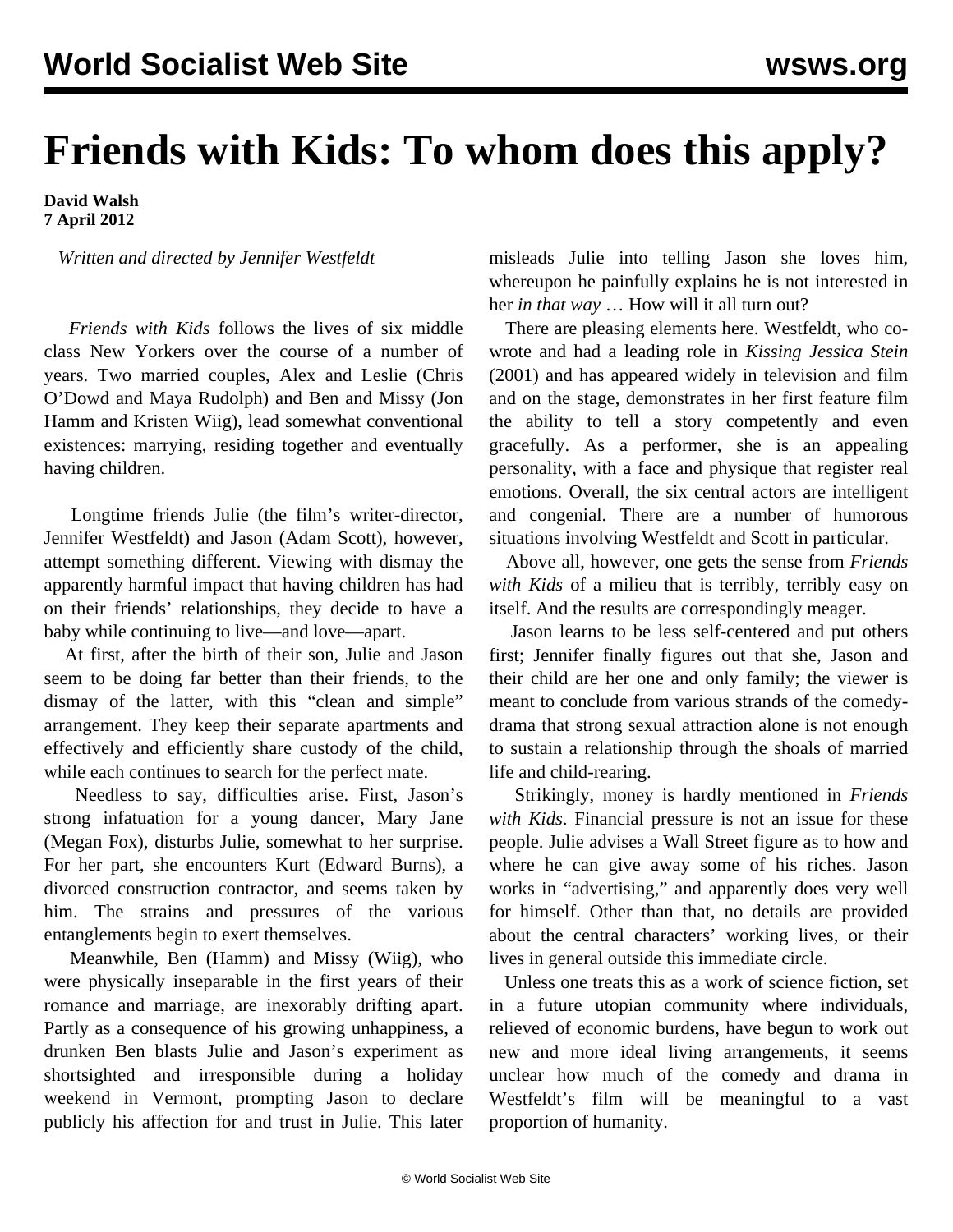# Friends with Kids: To whom does this apply?

**David Walsh**
**7 April 2012**

*Written and directed by Jennifer Westfeldt*

*Friends with Kids* follows the lives of six middle class New Yorkers over the course of a number of years. Two married couples, Alex and Leslie (Chris O'Dowd and Maya Rudolph) and Ben and Missy (Jon Hamm and Kristen Wiig), lead somewhat conventional existences: marrying, residing together and eventually having children.

Longtime friends Julie (the film's writer-director, Jennifer Westfeldt) and Jason (Adam Scott), however, attempt something different. Viewing with dismay the apparently harmful impact that having children has had on their friends' relationships, they decide to have a baby while continuing to live—and love—apart.

At first, after the birth of their son, Julie and Jason seem to be doing far better than their friends, to the dismay of the latter, with this "clean and simple" arrangement. They keep their separate apartments and effectively and efficiently share custody of the child, while each continues to search for the perfect mate.

Needless to say, difficulties arise. First, Jason's strong infatuation for a young dancer, Mary Jane (Megan Fox), disturbs Julie, somewhat to her surprise. For her part, she encounters Kurt (Edward Burns), a divorced construction contractor, and seems taken by him. The strains and pressures of the various entanglements begin to exert themselves.

Meanwhile, Ben (Hamm) and Missy (Wiig), who were physically inseparable in the first years of their romance and marriage, are inexorably drifting apart. Partly as a consequence of his growing unhappiness, a drunken Ben blasts Julie and Jason's experiment as shortsighted and irresponsible during a holiday weekend in Vermont, prompting Jason to declare publicly his affection for and trust in Julie. This later misleads Julie into telling Jason she loves him, whereupon he painfully explains he is not interested in her *in that way* … How will it all turn out?

There are pleasing elements here. Westfeldt, who co-wrote and had a leading role in *Kissing Jessica Stein* (2001) and has appeared widely in television and film and on the stage, demonstrates in her first feature film the ability to tell a story competently and even gracefully. As a performer, she is an appealing personality, with a face and physique that register real emotions. Overall, the six central actors are intelligent and congenial. There are a number of humorous situations involving Westfeldt and Scott in particular.

Above all, however, one gets the sense from *Friends with Kids* of a milieu that is terribly, terribly easy on itself. And the results are correspondingly meager.

Jason learns to be less self-centered and put others first; Jennifer finally figures out that she, Jason and their child are her one and only family; the viewer is meant to conclude from various strands of the comedy-drama that strong sexual attraction alone is not enough to sustain a relationship through the shoals of married life and child-rearing.

Strikingly, money is hardly mentioned in *Friends with Kids*. Financial pressure is not an issue for these people. Julie advises a Wall Street figure as to how and where he can give away some of his riches. Jason works in "advertising," and apparently does very well for himself. Other than that, no details are provided about the central characters' working lives, or their lives in general outside this immediate circle.

Unless one treats this as a work of science fiction, set in a future utopian community where individuals, relieved of economic burdens, have begun to work out new and more ideal living arrangements, it seems unclear how much of the comedy and drama in Westfeldt's film will be meaningful to a vast proportion of humanity.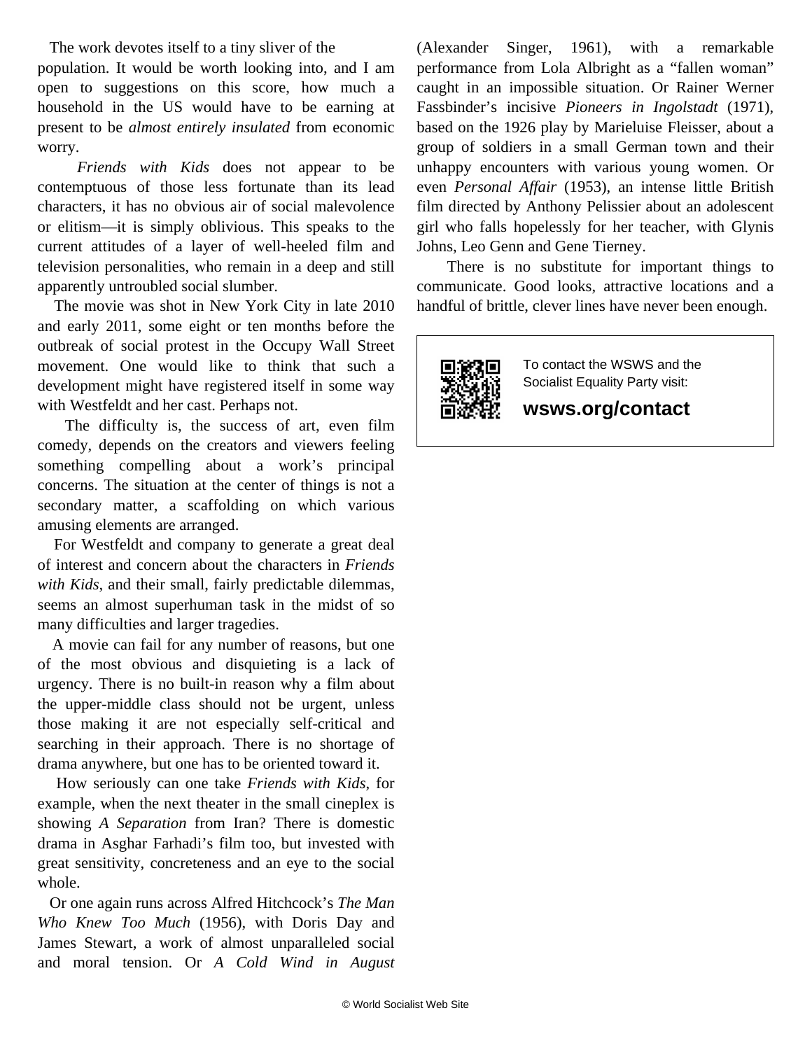The work devotes itself to a tiny sliver of the population. It would be worth looking into, and I am open to suggestions on this score, how much a household in the US would have to be earning at present to be *almost entirely insulated* from economic worry.

*Friends with Kids* does not appear to be contemptuous of those less fortunate than its lead characters, it has no obvious air of social malevolence or elitism—it is simply oblivious. This speaks to the current attitudes of a layer of well-heeled film and television personalities, who remain in a deep and still apparently untroubled social slumber.

The movie was shot in New York City in late 2010 and early 2011, some eight or ten months before the outbreak of social protest in the Occupy Wall Street movement. One would like to think that such a development might have registered itself in some way with Westfeldt and her cast. Perhaps not.

The difficulty is, the success of art, even film comedy, depends on the creators and viewers feeling something compelling about a work's principal concerns. The situation at the center of things is not a secondary matter, a scaffolding on which various amusing elements are arranged.

For Westfeldt and company to generate a great deal of interest and concern about the characters in *Friends with Kids*, and their small, fairly predictable dilemmas, seems an almost superhuman task in the midst of so many difficulties and larger tragedies.

A movie can fail for any number of reasons, but one of the most obvious and disquieting is a lack of urgency. There is no built-in reason why a film about the upper-middle class should not be urgent, unless those making it are not especially self-critical and searching in their approach. There is no shortage of drama anywhere, but one has to be oriented toward it.

How seriously can one take *Friends with Kids*, for example, when the next theater in the small cineplex is showing *A Separation* from Iran? There is domestic drama in Asghar Farhadi's film too, but invested with great sensitivity, concreteness and an eye to the social whole.

Or one again runs across Alfred Hitchcock's *The Man Who Knew Too Much* (1956), with Doris Day and James Stewart, a work of almost unparalleled social and moral tension. Or *A Cold Wind in August* (Alexander Singer, 1961), with a remarkable performance from Lola Albright as a "fallen woman" caught in an impossible situation. Or Rainer Werner Fassbinder's incisive *Pioneers in Ingolstadt* (1971), based on the 1926 play by Marieluise Fleisser, about a group of soldiers in a small German town and their unhappy encounters with various young women. Or even *Personal Affair* (1953), an intense little British film directed by Anthony Pelissier about an adolescent girl who falls hopelessly for her teacher, with Glynis Johns, Leo Genn and Gene Tierney.

There is no substitute for important things to communicate. Good looks, attractive locations and a handful of brittle, clever lines have never been enough.

To contact the WSWS and the Socialist Equality Party visit:

**wsws.org/contact**